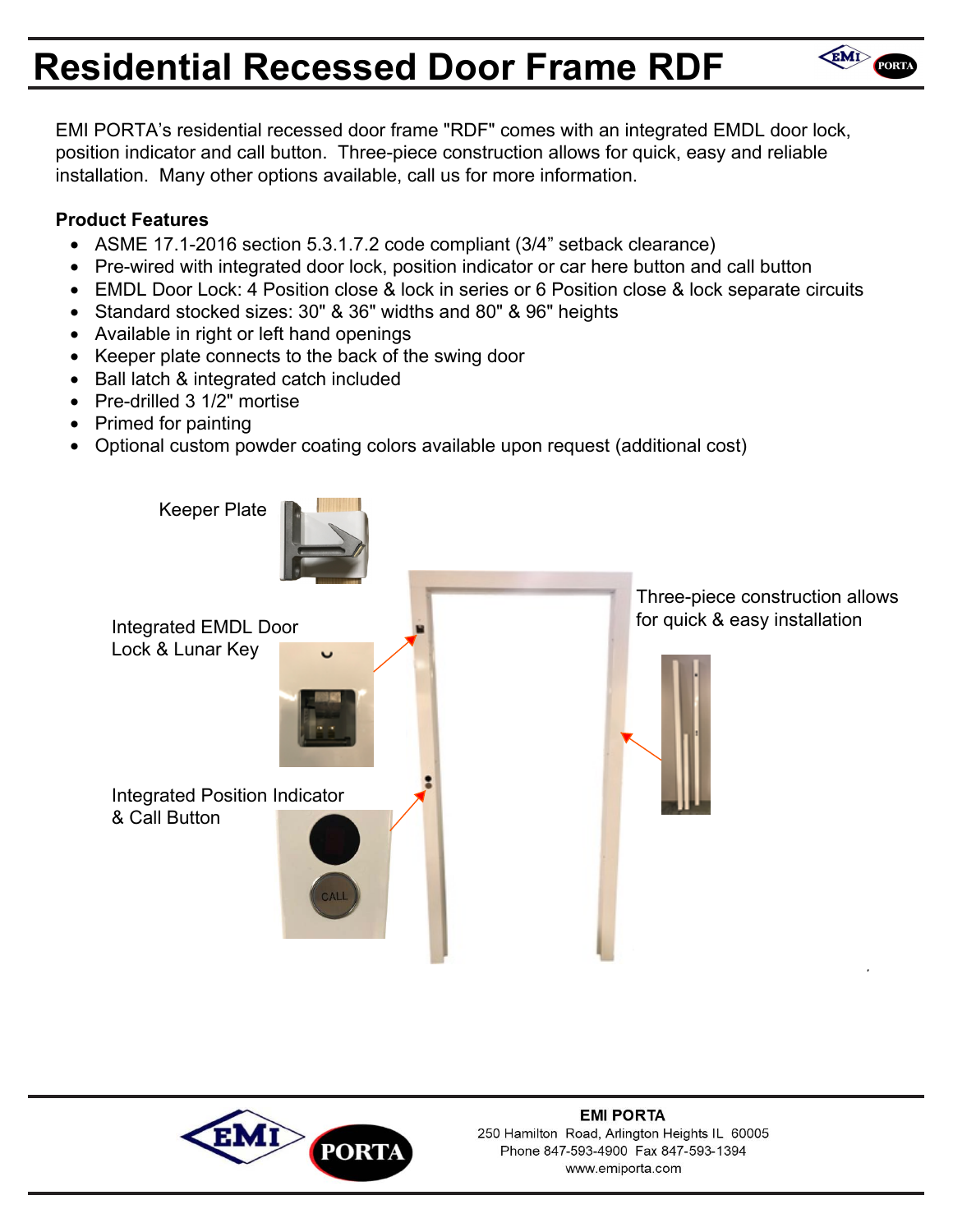# Residential Recessed Door Frame RDF

EMI PORTA's residential recessed door frame "RDF" comes with an integrated EMDL door lock, position indicator and call button. Three-piece construction allows for quick, easy and reliable installation. Many other options available, call us for more information.

**Product Features**

- ASME 17.1-2016 section 5.3.1.7.2 code compliant (3/4" setback clearance)
- Pre-wired with integrated door lock, position indicator or car here button and call button
- EMDL Door Lock: 4 Position close & lock in series or 6 Position close & lock separate circuits
- Standard stocked sizes: 30" & 36" widths and 80" & 96" heights
- Available in right or left hand openings
- Keeper plate connects to the back of the swing door
- Ball latch & integrated catch included
- Pre-drilled 3 1/2" mortise
- Primed for painting
- Optional custom powder coating colors available upon request (additional cost)

Keeper Plate

Integrated EMDL Door Lock & Lunar Key

Integrated Position Indicator & Call Button

Three-piece construction allows for quick & easy installation

**EMI PORTA**
250 Hamilton Road, Arlington Heights IL 60005
Phone 847-593-4900 Fax 847-593-1394
www.emiporta.com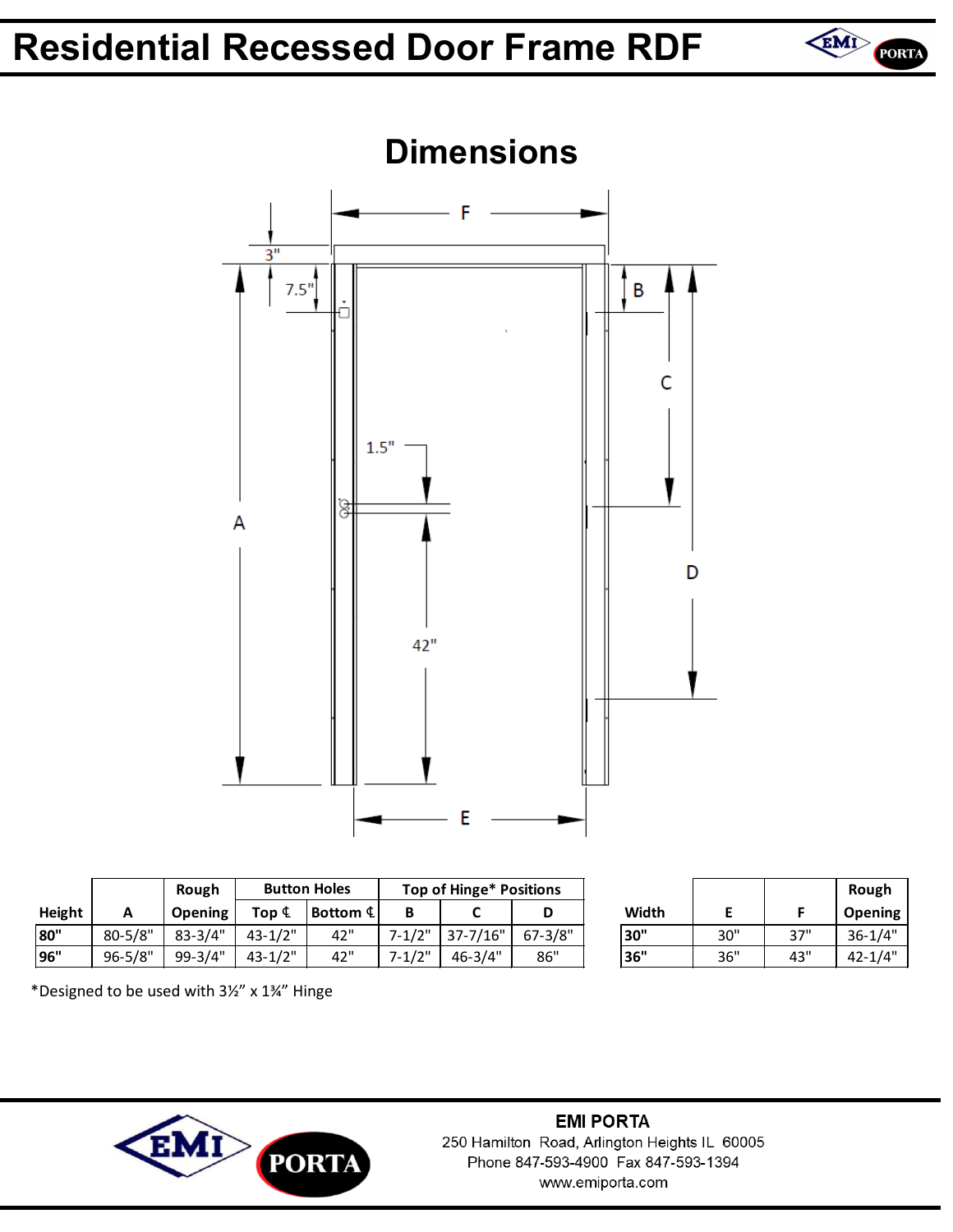# Residential Recessed Door Frame RDF

## Dimensions

| Height | A | Rough Opening | Button Holes | | Top of Hinge* Positions | | |
|---|---|---|---|---|---|---|---|
| | | | Top ℄ | Bottom ℄ | B | C | D |
| **80"** | 80-5/8" | 83-3/4" | 43-1/2" | 42" | 7-1/2" | 37-7/16" | 67-3/8" |
| **96"** | 96-5/8" | 99-3/4" | 43-1/2" | 42" | 7-1/2" | 46-3/4" | 86" |

| Width | E | F | Rough Opening |
|---|---|---|---|
| **30"** | 30" | 37" | 36-1/4" |
| **36"** | 36" | 43" | 42-1/4" |

*Designed to be used with 3½" x 1¾" Hinge

**EMI PORTA**
250 Hamilton Road, Arlington Heights IL 60005
Phone 847-593-4900 Fax 847-593-1394
www.emiporta.com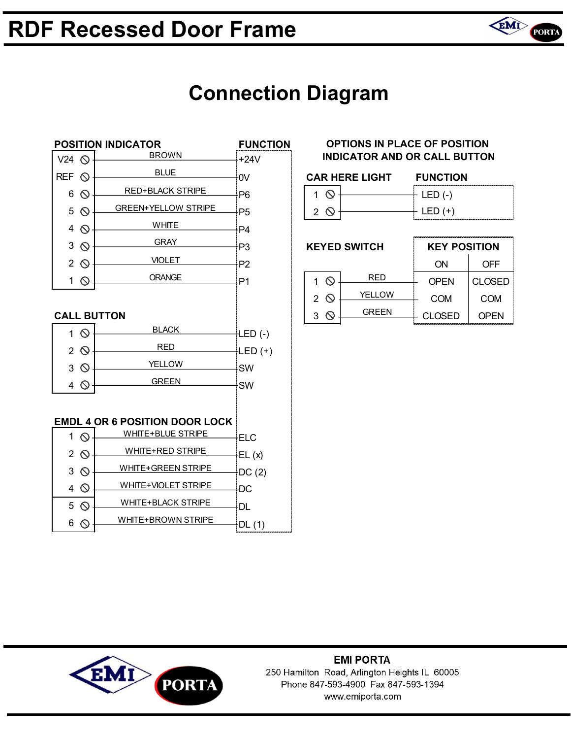# RDF Recessed Door Frame

## Connection Diagram

### POSITION INDICATOR

| Terminal | Wire Color | FUNCTION |
|---|---|---|
| V24 | BROWN | +24V |
| REF | BLUE | 0V |
| 6 | RED+BLACK STRIPE | P6 |
| 5 | GREEN+YELLOW STRIPE | P5 |
| 4 | WHITE | P4 |
| 3 | GRAY | P3 |
| 2 | VIOLET | P2 |
| 1 | ORANGE | P1 |

### CALL BUTTON

| Terminal | Wire Color | FUNCTION |
|---|---|---|
| 1 | BLACK | LED (-) |
| 2 | RED | LED (+) |
| 3 | YELLOW | SW |
| 4 | GREEN | SW |

### EMDL 4 OR 6 POSITION DOOR LOCK

| Terminal | Wire Color | FUNCTION |
|---|---|---|
| 1 | WHITE+BLUE STRIPE | ELC |
| 2 | WHITE+RED STRIPE | EL (x) |
| 3 | WHITE+GREEN STRIPE | DC (2) |
| 4 | WHITE+VIOLET STRIPE | DC |
| 5 | WHITE+BLACK STRIPE | DL |
| 6 | WHITE+BROWN STRIPE | DL (1) |

### OPTIONS IN PLACE OF POSITION INDICATOR AND OR CALL BUTTON

#### CAR HERE LIGHT

| Terminal | FUNCTION |
|---|---|
| 1 | LED (-) |
| 2 | LED (+) |

#### KEYED SWITCH

| Terminal | Wire Color | KEY POSITION: ON | KEY POSITION: OFF |
|---|---|---|---|
| 1 | RED | OPEN | CLOSED |
| 2 | YELLOW | COM | COM |
| 3 | GREEN | CLOSED | OPEN |

**EMI PORTA**
250 Hamilton Road, Arlington Heights IL 60005
Phone 847-593-4900 Fax 847-593-1394
www.emiporta.com